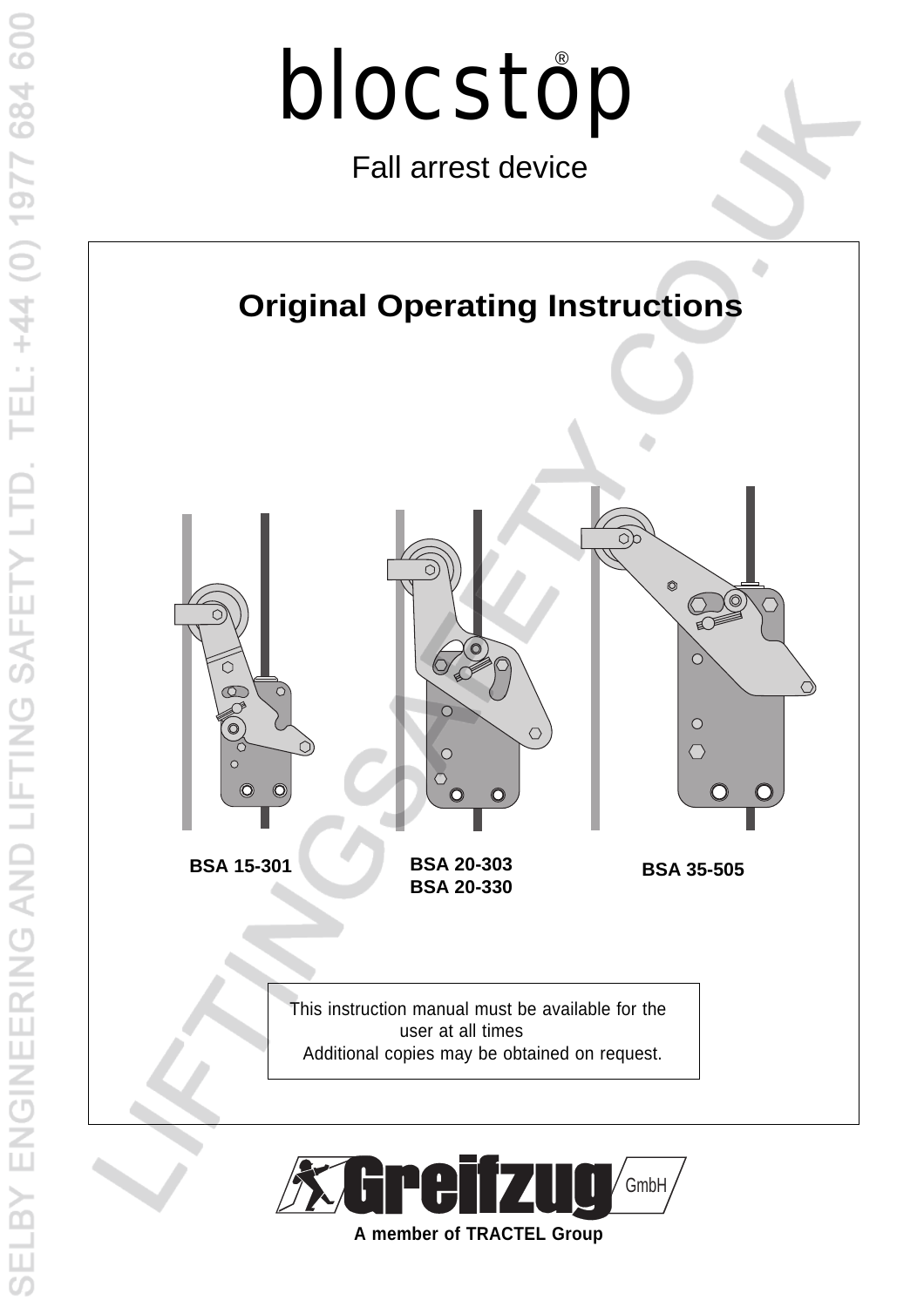# blocstop®

Fall arrest device

## Original Operating Instructions

BSA 15-301

BSA 20-303
BSA 20-330

BSA 35-505

This instruction manual must be available for the user at all times
Additional copies may be obtained on request.

Greifzug GmbH

**A member of TRACTEL Group**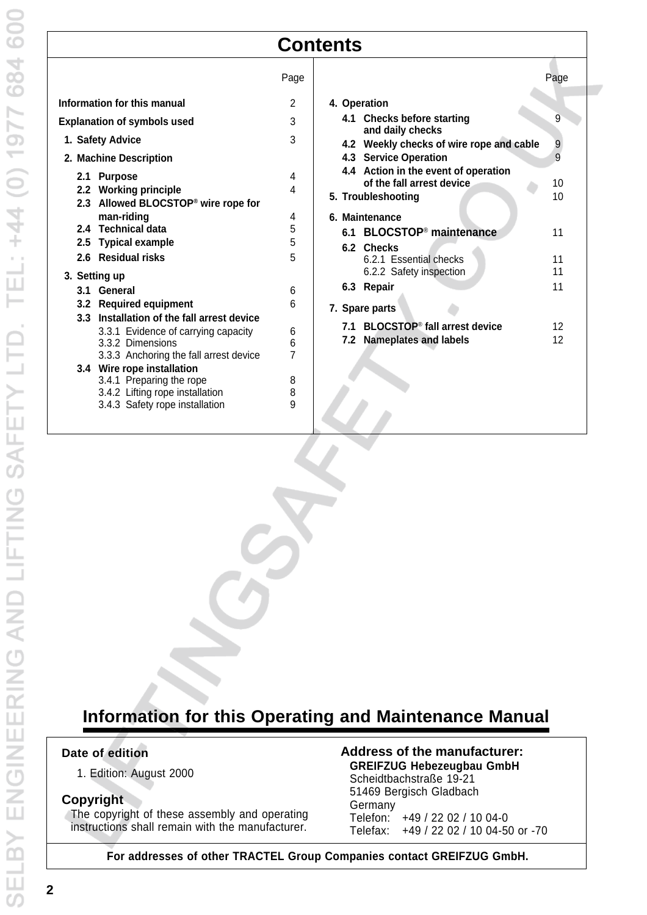# Contents

| | Page |
|---|---|
| **Information for this manual** | 2 |
| **Explanation of symbols used** | 3 |
| **1. Safety Advice** | 3 |
| **2. Machine Description** | |
| **2.1 Purpose** | 4 |
| **2.2 Working principle** | 4 |
| **2.3 Allowed BLOCSTOP® wire rope for man-riding** | 4 |
| **2.4 Technical data** | 5 |
| **2.5 Typical example** | 5 |
| **2.6 Residual risks** | 5 |
| **3. Setting up** | |
| **3.1 General** | 6 |
| **3.2 Required equipment** | 6 |
| **3.3 Installation of the fall arrest device** | |
| 3.3.1 Evidence of carrying capacity | 6 |
| 3.3.2 Dimensions | 6 |
| 3.3.3 Anchoring the fall arrest device | 7 |
| **3.4 Wire rope installation** | |
| 3.4.1 Preparing the rope | 8 |
| 3.4.2 Lifting rope installation | 8 |
| 3.4.3 Safety rope installation | 9 |
| **4. Operation** | |
| **4.1 Checks before starting and daily checks** | 9 |
| **4.2 Weekly checks of wire rope and cable** | 9 |
| **4.3 Service Operation** | 9 |
| **4.4 Action in the event of operation of the fall arrest device** | 10 |
| **5. Troubleshooting** | 10 |
| **6. Maintenance** | |
| **6.1 BLOCSTOP® maintenance** | 11 |
| **6.2 Checks** | |
| 6.2.1 Essential checks | 11 |
| 6.2.2 Safety inspection | 11 |
| **6.3 Repair** | 11 |
| **7. Spare parts** | |
| **7.1 BLOCSTOP® fall arrest device** | 12 |
| **7.2 Nameplates and labels** | 12 |

# Information for this Operating and Maintenance Manual

**Date of edition**

1. Edition: August 2000

**Copyright**

The copyright of these assembly and operating instructions shall remain with the manufacturer.

**Address of the manufacturer:**

**GREIFZUG Hebezeugbau GmbH**
Scheidtbachstraße 19-21
51469 Bergisch Gladbach
Germany
Telefon: +49 / 22 02 / 10 04-0
Telefax: +49 / 22 02 / 10 04-50 or -70

**For addresses of other TRACTEL Group Companies contact GREIFZUG GmbH.**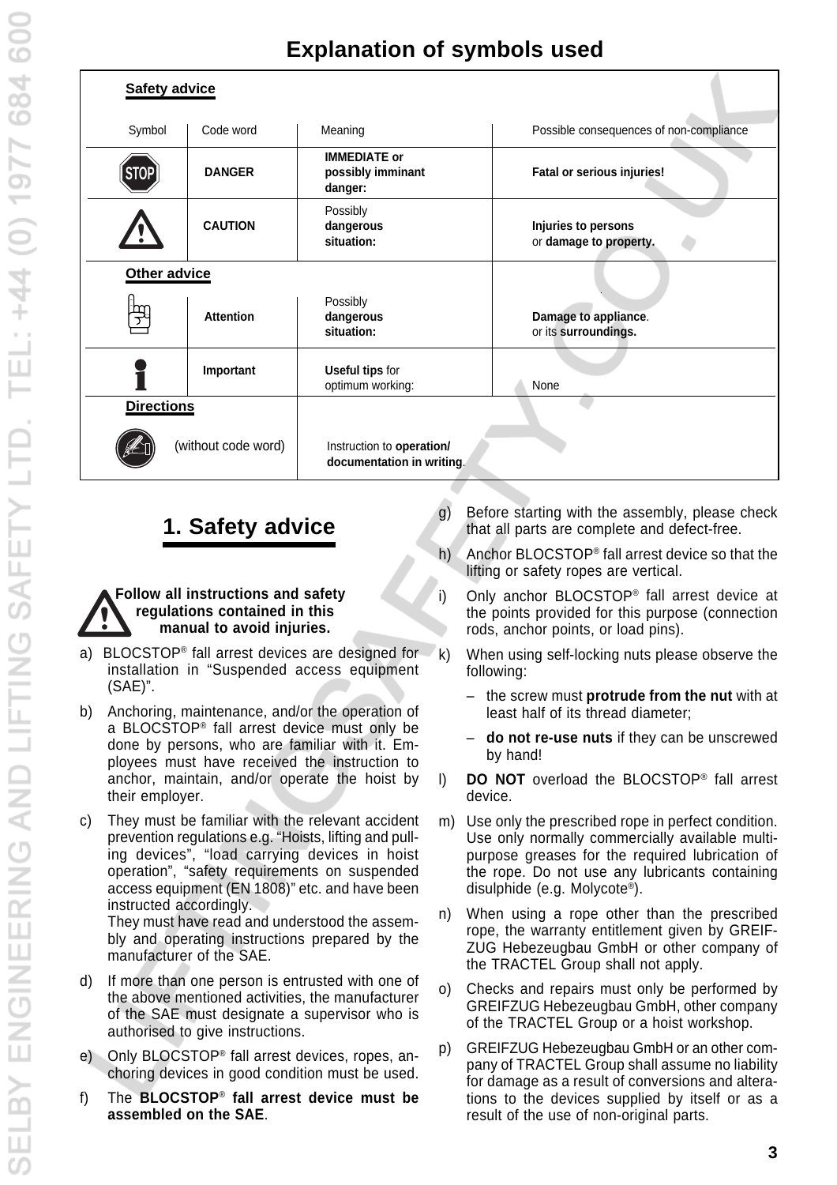# Explanation of symbols used

**Safety advice**

| Symbol | Code word | Meaning | Possible consequences of non-compliance |
|---|---|---|---|
| STOP | **DANGER** | **IMMEDIATE or possibly imminant danger:** | **Fatal or serious injuries!** |
| ⚠ | **CAUTION** | Possibly **dangerous situation:** | **Injuries to persons** or **damage to property.** |

**Other advice**

| Symbol | Code word | Meaning | Possible consequences of non-compliance |
|---|---|---|---|
| ☝ | **Attention** | Possibly **dangerous situation:** | **Damage to appliance.** or its **surroundings.** |
| i | **Important** | **Useful tips** for optimum working: | None |

**Directions**

| Symbol | Code word | Meaning |
|---|---|---|
| ✍ | (without code word) | Instruction to **operation/ documentation in writing**. |

## 1. Safety advice

**Follow all instructions and safety regulations contained in this manual to avoid injuries.**

a) BLOCSTOP® fall arrest devices are designed for installation in "Suspended access equipment (SAE)".

b) Anchoring, maintenance, and/or the operation of a BLOCSTOP® fall arrest device must only be done by persons, who are familiar with it. Employees must have received the instruction to anchor, maintain, and/or operate the hoist by their employer.

c) They must be familiar with the relevant accident prevention regulations e.g. "Hoists, lifting and pulling devices", "load carrying devices in hoist operation", "safety requirements on suspended access equipment (EN 1808)" etc. and have been instructed accordingly.
They must have read and understood the assembly and operating instructions prepared by the manufacturer of the SAE.

d) If more than one person is entrusted with one of the above mentioned activities, the manufacturer of the SAE must designate a supervisor who is authorised to give instructions.

e) Only BLOCSTOP® fall arrest devices, ropes, anchoring devices in good condition must be used.

f) The **BLOCSTOP® fall arrest device must be assembled on the SAE**.

g) Before starting with the assembly, please check that all parts are complete and defect-free.

h) Anchor BLOCSTOP® fall arrest device so that the lifting or safety ropes are vertical.

i) Only anchor BLOCSTOP® fall arrest device at the points provided for this purpose (connection rods, anchor points, or load pins).

k) When using self-locking nuts please observe the following:

- the screw must **protrude from the nut** with at least half of its thread diameter;
- **do not re-use nuts** if they can be unscrewed by hand!

l) **DO NOT** overload the BLOCSTOP® fall arrest device.

m) Use only the prescribed rope in perfect condition. Use only normally commercially available multi-purpose greases for the required lubrication of the rope. Do not use any lubricants containing disulphide (e.g. Molycote®).

n) When using a rope other than the prescribed rope, the warranty entitlement given by GREIFZUG Hebezeugbau GmbH or other company of the TRACTEL Group shall not apply.

o) Checks and repairs must only be performed by GREIFZUG Hebezeugbau GmbH, other company of the TRACTEL Group or a hoist workshop.

p) GREIFZUG Hebezeugbau GmbH or an other company of TRACTEL Group shall assume no liability for damage as a result of conversions and alterations to the devices supplied by itself or as a result of the use of non-original parts.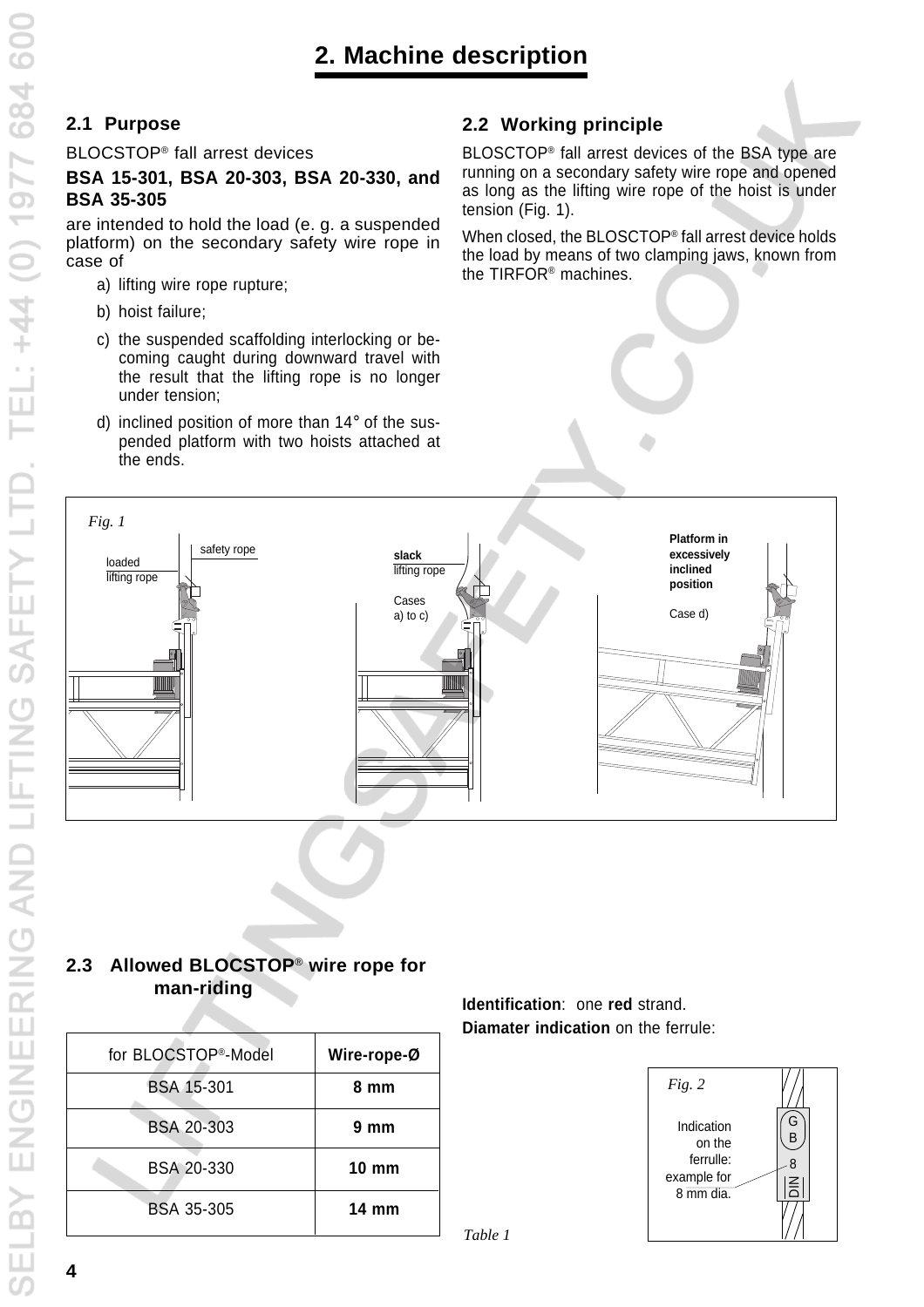# 2. Machine description

## 2.1 Purpose

BLOCSTOP® fall arrest devices

**BSA 15-301, BSA 20-303, BSA 20-330, and BSA 35-305**

are intended to hold the load (e. g. a suspended platform) on the secondary safety wire rope in case of

a) lifting wire rope rupture;

b) hoist failure;

c) the suspended scaffolding interlocking or becoming caught during downward travel with the result that the lifting rope is no longer under tension;

d) inclined position of more than 14° of the suspended platform with two hoists attached at the ends.

## 2.2 Working principle

BLOSCTOP® fall arrest devices of the BSA type are running on a secondary safety wire rope and opened as long as the lifting wire rope of the hoist is under tension (Fig. 1).

When closed, the BLOSCTOP® fall arrest device holds the load by means of two clamping jaws, known from the TIRFOR® machines.

*Fig. 1*

loaded lifting rope — safety rope

**slack** lifting rope — Cases a) to c)

**Platform in excessively inclined position** — Case d)

## 2.3 Allowed BLOCSTOP® wire rope for man-riding

| for BLOCSTOP®-Model | **Wire-rope-Ø** |
|---|---|
| BSA 15-301 | **8 mm** |
| BSA 20-303 | **9 mm** |
| BSA 20-330 | **10 mm** |
| BSA 35-305 | **14 mm** |

*Table 1*

**Identification**: one **red** strand.

**Diamater indication** on the ferrule:

*Fig. 2*

Indication on the ferrule: example for 8 mm dia.

GB 8 DIN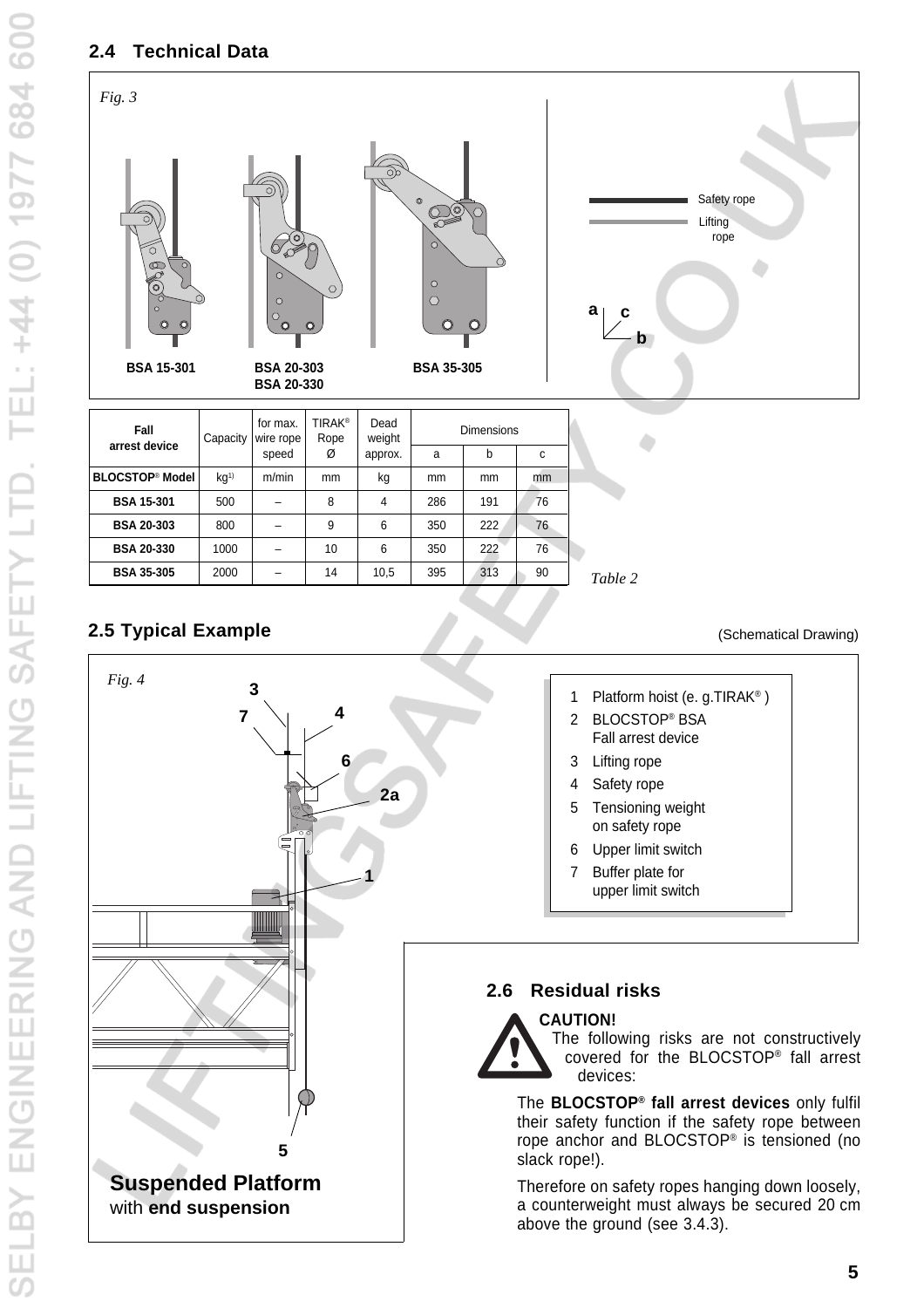## 2.4 Technical Data

*Fig. 3*

BSA 15-301 | BSA 20-303 / BSA 20-330 | BSA 35-305

Safety rope
Lifting rope

| Fall arrest device | Capacity | for max. wire rope speed | TIRAK® Rope Ø | Dead weight approx. | Dimensions | | |
|---|---|---|---|---|---|---|---|
| | | | | | a | b | c |
| BLOCSTOP® Model | kg[1] | m/min | mm | kg | mm | mm | mm |
| BSA 15-301 | 500 | – | 8 | 4 | 286 | 191 | 76 |
| BSA 20-303 | 800 | – | 9 | 6 | 350 | 222 | 76 |
| BSA 20-330 | 1000 | – | 10 | 6 | 350 | 222 | 76 |
| BSA 35-305 | 2000 | – | 14 | 10,5 | 395 | 313 | 90 |

*Table 2*

## 2.5 Typical Example

(Schematical Drawing)

*Fig. 4*

1. Platform hoist (e. g.TIRAK® )
2. BLOCSTOP® BSA Fall arrest device
3. Lifting rope
4. Safety rope
5. Tensioning weight on safety rope
6. Upper limit switch
7. Buffer plate for upper limit switch

**Suspended Platform** with **end suspension**

## 2.6 Residual risks

**CAUTION!**
The following risks are not constructively covered for the BLOCSTOP® fall arrest devices:

The **BLOCSTOP® fall arrest devices** only fulfil their safety function if the safety rope between rope anchor and BLOCSTOP® is tensioned (no slack rope!).

Therefore on safety ropes hanging down loosely, a counterweight must always be secured 20 cm above the ground (see 3.4.3).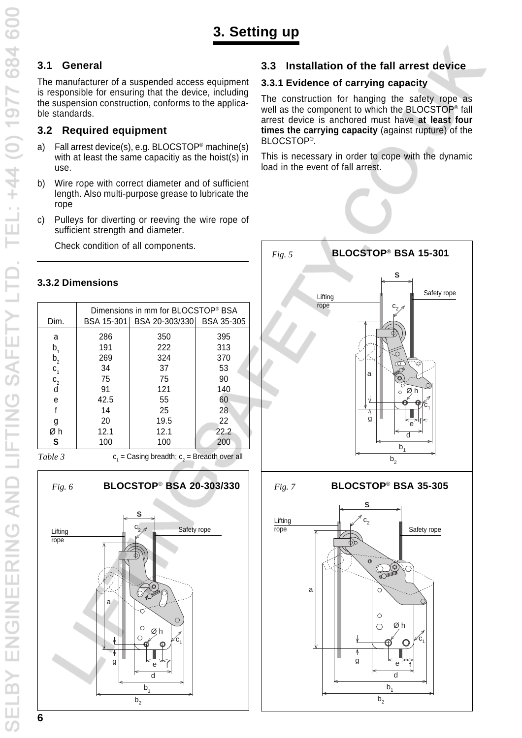# 3. Setting up

## 3.1 General

The manufacturer of a suspended access equipment is responsible for ensuring that the device, including the suspension construction, conforms to the applicable standards.

## 3.2 Required equipment

a) Fall arrest device(s), e.g. BLOCSTOP® machine(s) with at least the same capacitiy as the hoist(s) in use.

b) Wire rope with correct diameter and of sufficient length. Also multi-purpose grease to lubricate the rope

c) Pulleys for diverting or reeving the wire rope of sufficient strength and diameter.

Check condition of all components.

## 3.3 Installation of the fall arrest device

### 3.3.1 Evidence of carrying capacity

The construction for hanging the safety rope as well as the component to which the BLOCSTOP® fall arrest device is anchored must have **at least four times the carrying capacity** (against rupture) of the BLOCSTOP®.

This is necessary in order to cope with the dynamic load in the event of fall arrest.

### 3.3.2 Dimensions

| Dim. | Dimensions in mm for BLOCSTOP® BSA BSA 15-301 | BSA 20-303/330 | BSA 35-305 |
|---|---|---|---|
| a | 286 | 350 | 395 |
| $b_1$ | 191 | 222 | 313 |
| $b_2$ | 269 | 324 | 370 |
| $c_1$ | 34 | 37 | 53 |
| $c_2$ | 75 | 75 | 90 |
| d | 91 | 121 | 140 |
| e | 42.5 | 55 | 60 |
| f | 14 | 25 | 28 |
| g | 20 | 19.5 | 22 |
| Ø h | 12.1 | 12.1 | 22.2 |
| **S** | 100 | 100 | 200 |

*Table 3* $c_1$ = Casing breadth; $c_2$ = Breadth over all

*Fig. 5* **BLOCSTOP® BSA 15-301**

*Fig. 6* **BLOCSTOP® BSA 20-303/330**

*Fig. 7* **BLOCSTOP® BSA 35-305**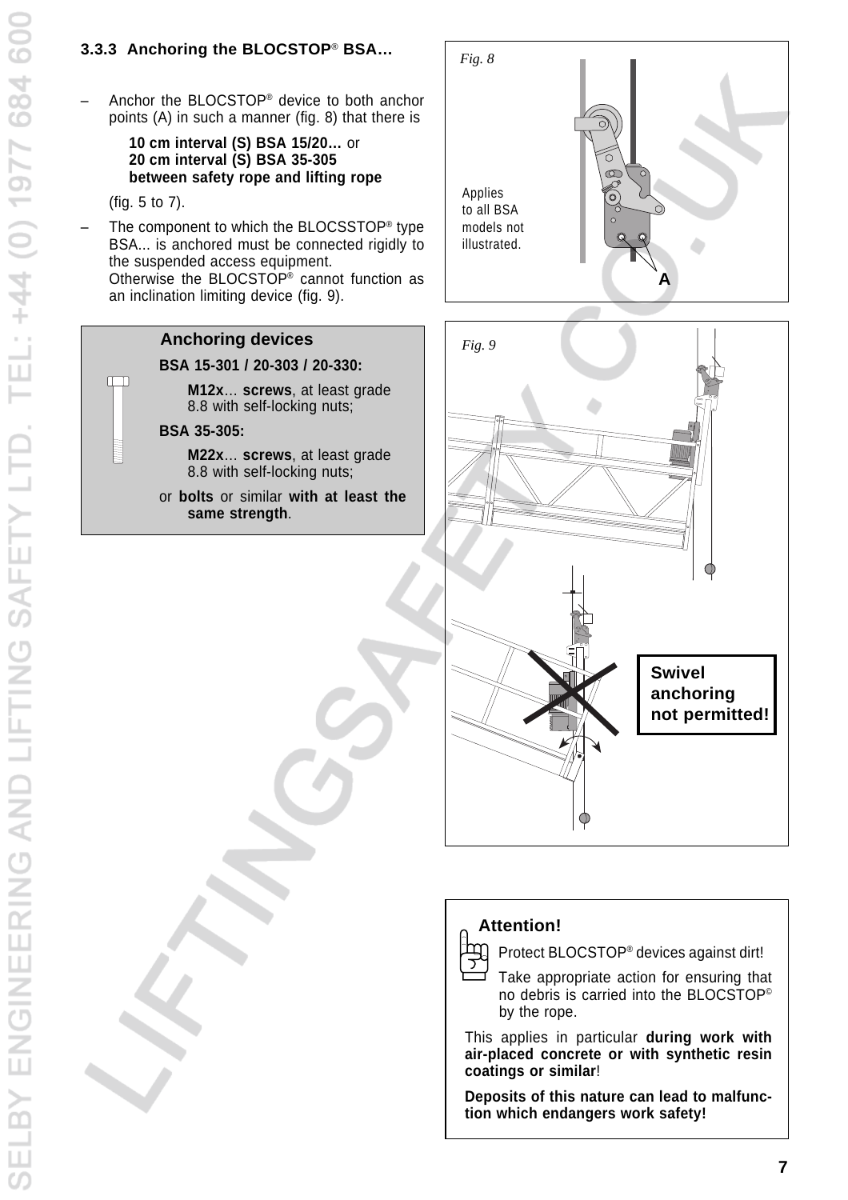### 3.3.3 Anchoring the BLOCSTOP® BSA…

- Anchor the BLOCSTOP® device to both anchor points (A) in such a manner (fig. 8) that there is

  **10 cm interval (S) BSA 15/20…** or
  **20 cm interval (S) BSA 35-305**
  **between safety rope and lifting rope**

  (fig. 5 to 7).

- The component to which the BLOCSSTOP® type BSA... is anchored must be connected rigidly to the suspended access equipment.
  Otherwise the BLOCSTOP® cannot function as an inclination limiting device (fig. 9).

**Anchoring devices**

**BSA 15-301 / 20-303 / 20-330:**

**M12x**… **screws**, at least grade 8.8 with self-locking nuts;

**BSA 35-305:**

**M22x**… **screws**, at least grade 8.8 with self-locking nuts;

or **bolts** or similar **with at least the same strength**.

*Fig. 8*

Applies to all BSA models not illustrated.

A

*Fig. 9*

**Swivel anchoring not permitted!**

**Attention!**

Protect BLOCSTOP® devices against dirt!

Take appropriate action for ensuring that no debris is carried into the BLOCSTOP© by the rope.

This applies in particular **during work with air-placed concrete or with synthetic resin coatings or similar**!

**Deposits of this nature can lead to malfunction which endangers work safety!**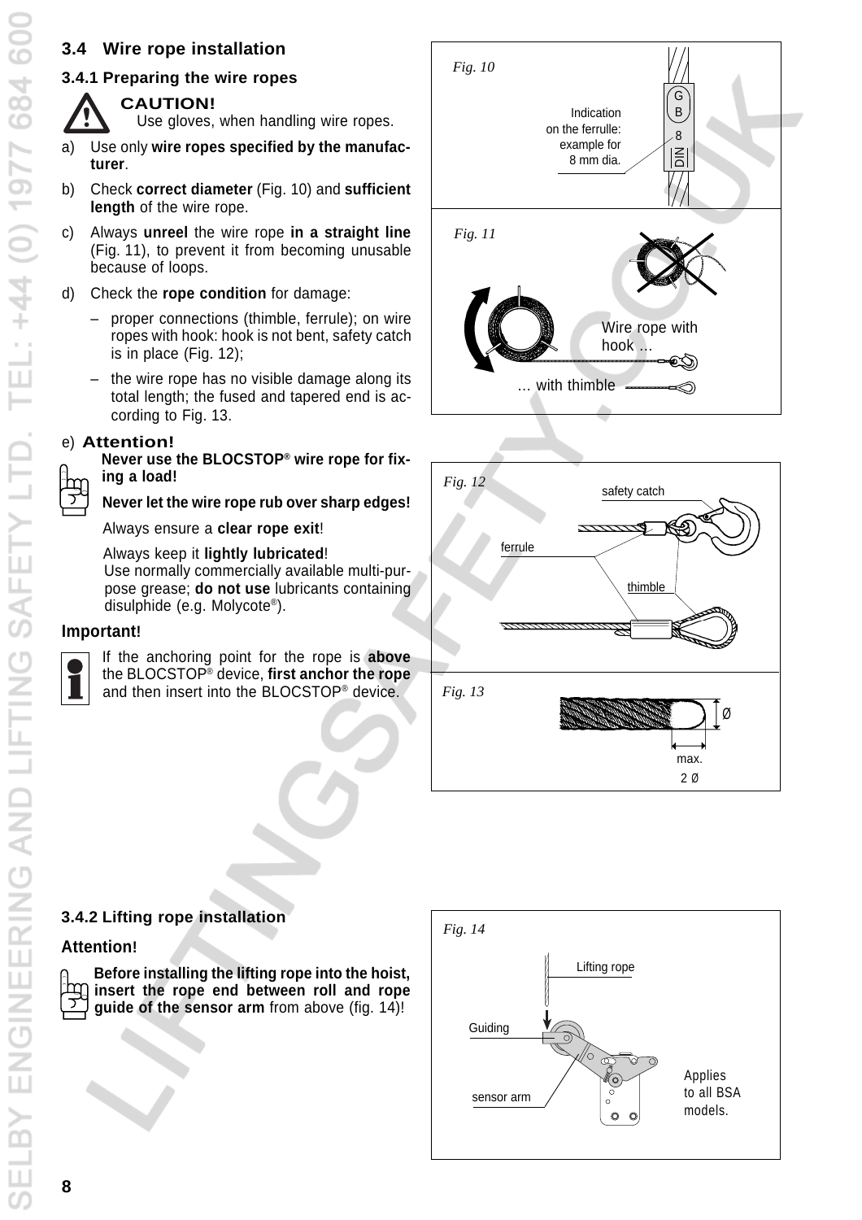## 3.4 Wire rope installation

### 3.4.1 Preparing the wire ropes

**CAUTION!**
Use gloves, when handling wire ropes.

a) Use only **wire ropes specified by the manufacturer**.

b) Check **correct diameter** (Fig. 10) and **sufficient length** of the wire rope.

c) Always **unreel** the wire rope **in a straight line** (Fig. 11), to prevent it from becoming unusable because of loops.

d) Check the **rope condition** for damage:

- proper connections (thimble, ferrule); on wire ropes with hook: hook is not bent, safety catch is in place (Fig. 12);
- the wire rope has no visible damage along its total length; the fused and tapered end is according to Fig. 13.

e) **Attention!**

**Never use the BLOCSTOP® wire rope for fixing a load!**

**Never let the wire rope rub over sharp edges!**

Always ensure a **clear rope exit**!

Always keep it **lightly lubricated**!
Use normally commercially available multi-purpose grease; **do not use** lubricants containing disulphide (e.g. Molycote®).

**Important!**

If the anchoring point for the rope is **above** the BLOCSTOP® device, **first anchor the rope** and then insert into the BLOCSTOP® device.

*Fig. 10*

Indication on the ferrule: example for 8 mm dia.

*Fig. 11*

Wire rope with hook …

… with thimble

*Fig. 12*

safety catch

ferrule

thimble

*Fig. 13*

max. 2 Ø

### 3.4.2 Lifting rope installation

**Attention!**

**Before installing the lifting rope into the hoist, insert the rope end between roll and rope guide of the sensor arm** from above (fig. 14)!

*Fig. 14*

Lifting rope

Guiding

sensor arm

Applies to all BSA models.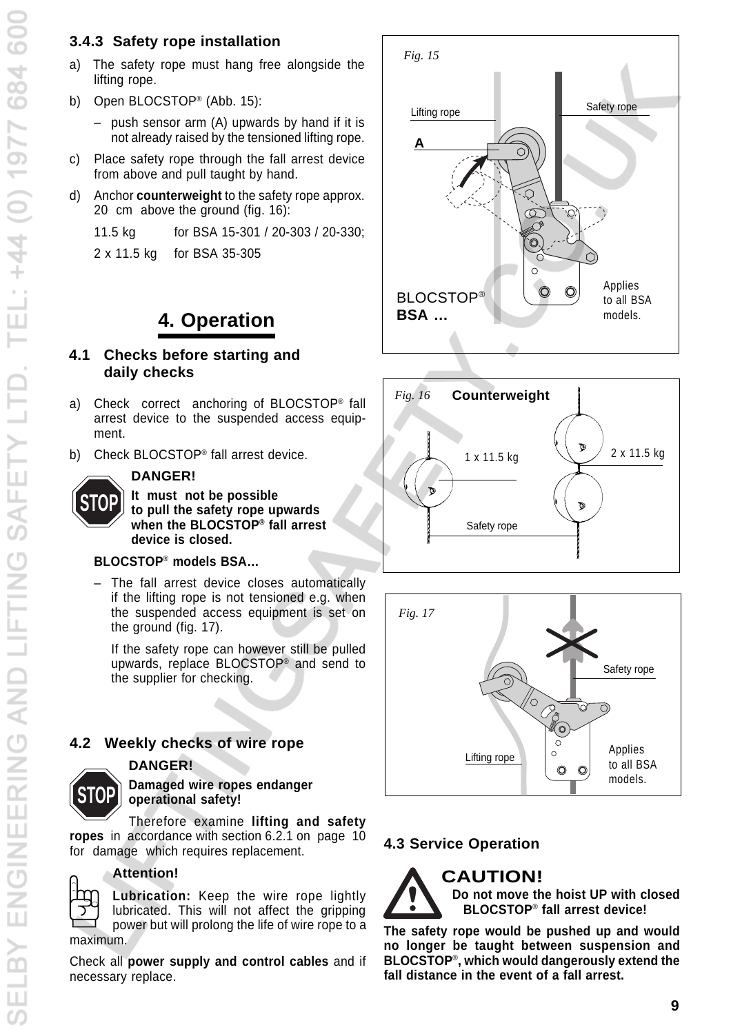### 3.4.3 Safety rope installation

a) The safety rope must hang free alongside the lifting rope.

b) Open BLOCSTOP® (Abb. 15):

   – push sensor arm (A) upwards by hand if it is not already raised by the tensioned lifting rope.

c) Place safety rope through the fall arrest device from above and pull taught by hand.

d) Anchor **counterweight** to the safety rope approx. 20 cm above the ground (fig. 16):

   11.5 kg for BSA 15-301 / 20-303 / 20-330;

   2 x 11.5 kg for BSA 35-305

*Fig. 15*

Lifting rope — Safety rope — A — BLOCSTOP® **BSA …** — Applies to all BSA models.

*Fig. 16* **Counterweight**

1 x 11.5 kg — 2 x 11.5 kg — Safety rope

## 4. Operation

### 4.1 Checks before starting and daily checks

a) Check correct anchoring of BLOCSTOP® fall arrest device to the suspended access equipment.

b) Check BLOCSTOP® fall arrest device.

**DANGER!**

**It must not be possible to pull the safety rope upwards when the BLOCSTOP® fall arrest device is closed.**

**BLOCSTOP® models BSA…**

– The fall arrest device closes automatically if the lifting rope is not tensioned e.g. when the suspended access equipment is set on the ground (fig. 17).

If the safety rope can however still be pulled upwards, replace BLOCSTOP® and send to the supplier for checking.

*Fig. 17*

Safety rope — Lifting rope — Applies to all BSA models.

### 4.2 Weekly checks of wire rope

**DANGER!**

**Damaged wire ropes endanger operational safety!**

Therefore examine **lifting and safety ropes** in accordance with section 6.2.1 on page 10 for damage which requires replacement.

**Attention!**

**Lubrication:** Keep the wire rope lightly lubricated. This will not affect the gripping power but will prolong the life of wire rope to a maximum.

Check all **power supply and control cables** and if necessary replace.

### 4.3 Service Operation

**CAUTION!**

**Do not move the hoist UP with closed BLOCSTOP® fall arrest device!**

**The safety rope would be pushed up and would no longer be taught between suspension and BLOCSTOP®, which would dangerously extend the fall distance in the event of a fall arrest.**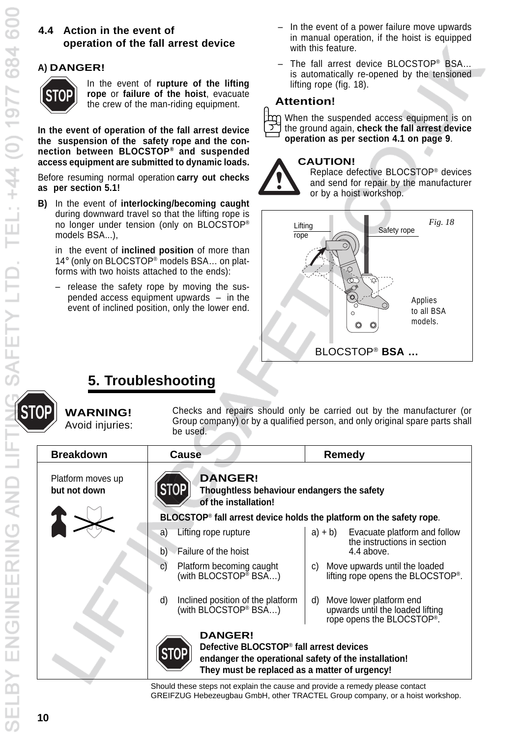### 4.4 Action in the event of operation of the fall arrest device

**A) DANGER!**

In the event of **rupture of the lifting rope** or **failure of the hoist**, evacuate the crew of the man-riding equipment.

**In the event of operation of the fall arrest device the suspension of the safety rope and the connection between BLOCSTOP® and suspended access equipment are submitted to dynamic loads.**

Before resuming normal operation **carry out checks as per section 5.1!**

**B)** In the event of **interlocking/becoming caught** during downward travel so that the lifting rope is no longer under tension (only on BLOCSTOP® models BSA...),

in the event of **inclined position** of more than 14° (only on BLOCSTOP® models BSA… on platforms with two hoists attached to the ends):

- release the safety rope by moving the suspended access equipment upwards – in the event of inclined position, only the lower end.
- In the event of a power failure move upwards in manual operation, if the hoist is equipped with this feature.
- The fall arrest device BLOCSTOP® BSA… is automatically re-opened by the tensioned lifting rope (fig. 18).

**Attention!**

When the suspended access equipment is on the ground again, **check the fall arrest device operation as per section 4.1 on page 9**.

**CAUTION!**

Replace defective BLOCSTOP® devices and send for repair by the manufacturer or by a hoist workshop.

*Fig. 18* — Lifting rope, Safety rope. Applies to all BSA models. BLOCSTOP® **BSA …**

## 5. Troubleshooting

**WARNING!**
Avoid injuries:

Checks and repairs should only be carried out by the manufacturer (or Group company) or by a qualified person, and only original spare parts shall be used.

| Breakdown | Cause | Remedy |
|---|---|---|
| Platform moves up **but not down** | **DANGER!** **Thoughtless behaviour endangers the safety of the installation!** **BLOCSTOP® fall arrest device holds the platform on the safety rope**. | |
| | a) Lifting rope rupture | a) + b) Evacuate platform and follow the instructions in section 4.4 above. |
| | b) Failure of the hoist | |
| | c) Platform becoming caught (with BLOCSTOP® BSA…) | c) Move upwards until the loaded lifting rope opens the BLOCSTOP®. |
| | d) Inclined position of the platform (with BLOCSTOP® BSA…) | d) Move lower platform end upwards until the loaded lifting rope opens the BLOCSTOP®. |
| | **DANGER!** **Defective BLOCSTOP® fall arrest devices endanger the operational safety of the installation! They must be replaced as a matter of urgency!** | |

Should these steps not explain the cause and provide a remedy please contact GREIFZUG Hebezeugbau GmbH, other TRACTEL Group company, or a hoist workshop.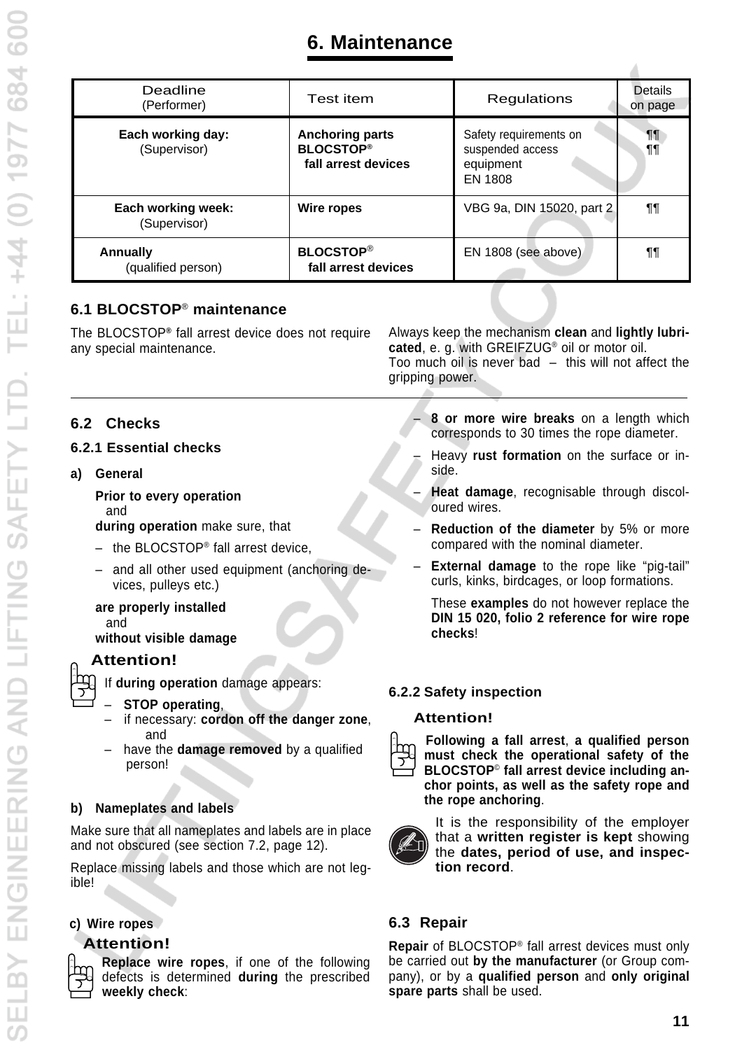# 6. Maintenance

| Deadline (Performer) | Test item | Regulations | Details on page |
|---|---|---|---|
| **Each working day:** (Supervisor) | **Anchoring parts BLOCSTOP® fall arrest devices** | Safety requirements on suspended access equipment EN 1808 | ¶¶ ¶¶ |
| **Each working week:** (Supervisor) | **Wire ropes** | VBG 9a, DIN 15020, part 2 | ¶¶ |
| **Annually** (qualified person) | **BLOCSTOP® fall arrest devices** | EN 1808 (see above) | ¶¶ |

## 6.1 BLOCSTOP® maintenance

The BLOCSTOP® fall arrest device does not require any special maintenance.

Always keep the mechanism **clean** and **lightly lubricated**, e. g. with GREIFZUG® oil or motor oil.
Too much oil is never bad – this will not affect the gripping power.

## 6.2 Checks

### 6.2.1 Essential checks

**a) General**

**Prior to every operation**
and
**during operation** make sure, that

- the BLOCSTOP® fall arrest device,
- and all other used equipment (anchoring devices, pulleys etc.)

**are properly installed**
and
**without visible damage**

**Attention!**

If **during operation** damage appears:

- **STOP operating**,
- if necessary: **cordon off the danger zone**, and
- have the **damage removed** by a qualified person!

**b) Nameplates and labels**

Make sure that all nameplates and labels are in place and not obscured (see section 7.2, page 12).

Replace missing labels and those which are not legible!

**c) Wire ropes**

**Attention!**

**Replace wire ropes**, if one of the following defects is determined **during** the prescribed **weekly check**:

- **8 or more wire breaks** on a length which corresponds to 30 times the rope diameter.
- Heavy **rust formation** on the surface or inside.
- **Heat damage**, recognisable through discoloured wires.
- **Reduction of the diameter** by 5% or more compared with the nominal diameter.
- **External damage** to the rope like "pig-tail" curls, kinks, birdcages, or loop formations.

These **examples** do not however replace the **DIN 15 020, folio 2 reference for wire rope checks**!

### 6.2.2 Safety inspection

**Attention!**

**Following a fall arrest**, **a qualified person must check the operational safety of the BLOCSTOP© fall arrest device including anchor points, as well as the safety rope and the rope anchoring**.

It is the responsibility of the employer that a **written register is kept** showing the **dates, period of use, and inspection record**.

## 6.3 Repair

**Repair** of BLOCSTOP® fall arrest devices must only be carried out **by the manufacturer** (or Group company), or by a **qualified person** and **only original spare parts** shall be used.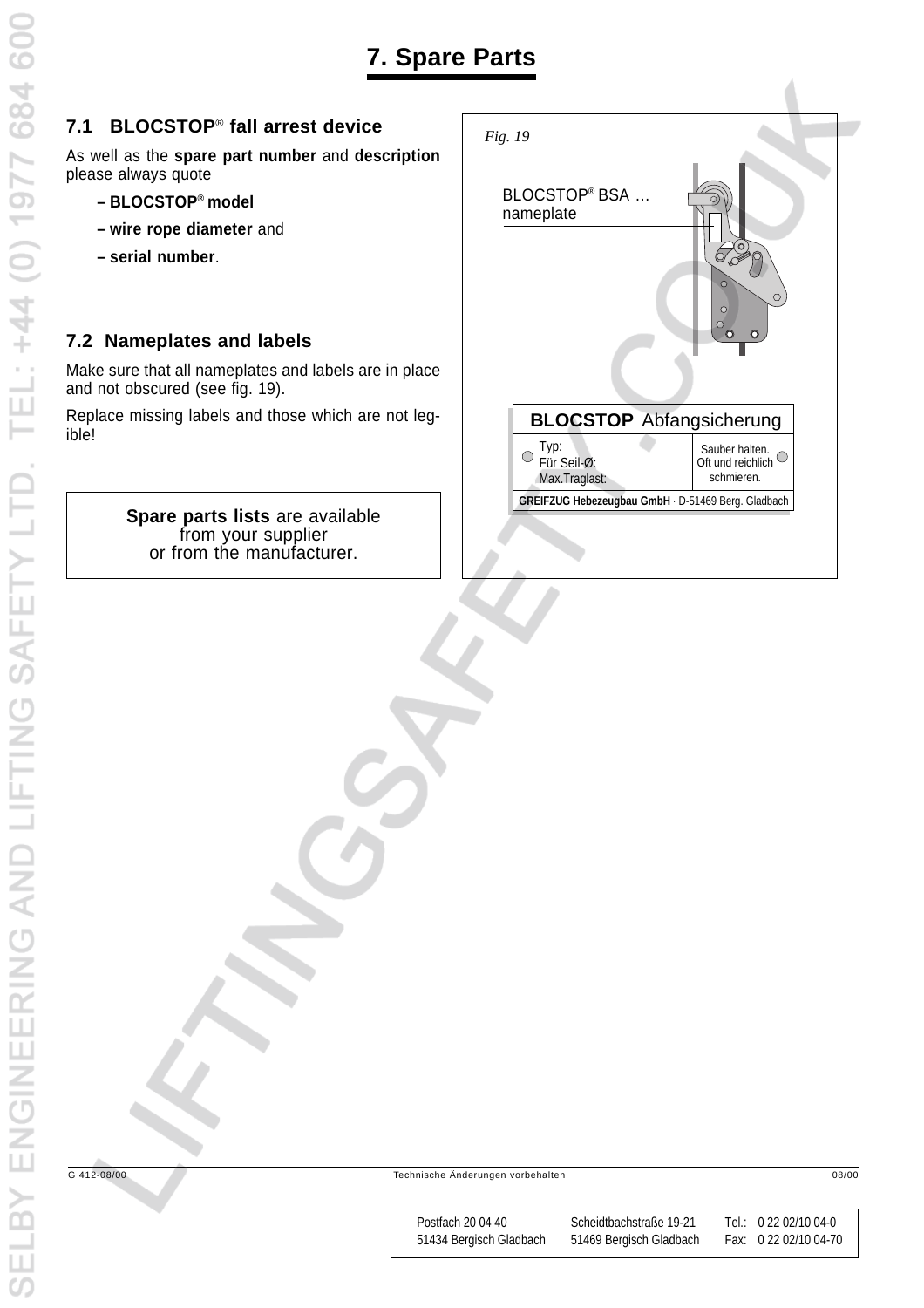# 7. Spare Parts

## 7.1 BLOCSTOP® fall arrest device

As well as the **spare part number** and **description** please always quote

- **– BLOCSTOP® model**
- **– wire rope diameter** and
- **– serial number**.

## 7.2 Nameplates and labels

Make sure that all nameplates and labels are in place and not obscured (see fig. 19).

Replace missing labels and those which are not legible!

**Spare parts lists** are available from your supplier or from the manufacturer.

*Fig. 19*

BLOCSTOP® BSA … nameplate

**BLOCSTOP** Abfangsicherung

Typ:
Für Seil-Ø:
Max.Traglast:

Sauber halten.
Oft und reichlich schmieren.

**GREIFZUG Hebezeugbau GmbH** · D-51469 Berg. Gladbach

G 412-08/00 Technische Änderungen vorbehalten 08/00

| | | |
|---|---|---|
| Postfach 20 04 40 | Scheidtbachstraße 19-21 | Tel.: 0 22 02/10 04-0 |
| 51434 Bergisch Gladbach | 51469 Bergisch Gladbach | Fax: 0 22 02/10 04-70 |